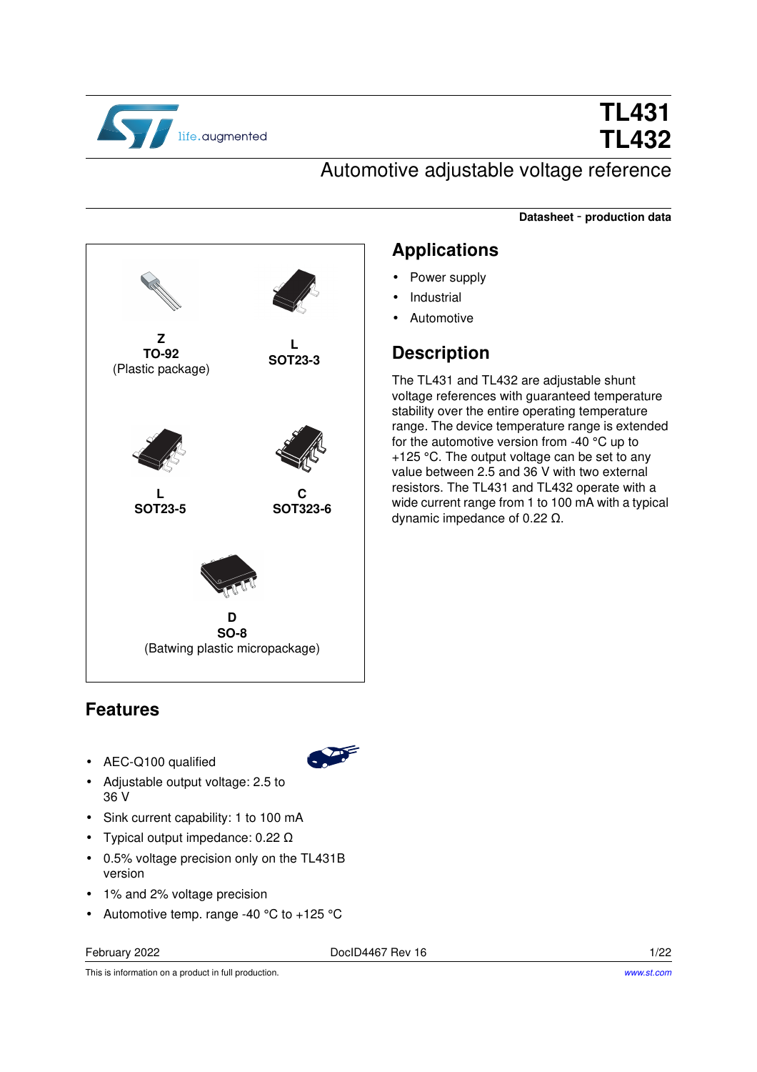# TL431
# TL432

## Automotive adjustable voltage reference

**Datasheet - production data**

**Z**
**TO-92**
(Plastic package)

**L**
**SOT23-3**

**L**
**SOT23-5**

**C**
**SOT323-6**

**D**
**SO-8**
(Batwing plastic micropackage)

## Features

- AEC-Q100 qualified
- Adjustable output voltage: 2.5 to 36 V
- Sink current capability: 1 to 100 mA
- Typical output impedance: 0.22 Ω
- 0.5% voltage precision only on the TL431B version
- 1% and 2% voltage precision
- Automotive temp. range -40 °C to +125 °C

## Applications

- Power supply
- Industrial
- Automotive

## Description

The TL431 and TL432 are adjustable shunt voltage references with guaranteed temperature stability over the entire operating temperature range. The device temperature range is extended for the automotive version from -40 °C up to +125 °C. The output voltage can be set to any value between 2.5 and 36 V with two external resistors. The TL431 and TL432 operate with a wide current range from 1 to 100 mA with a typical dynamic impedance of 0.22 Ω.

February 2022 DocID4467 Rev 16

This is information on a product in full production. www.st.com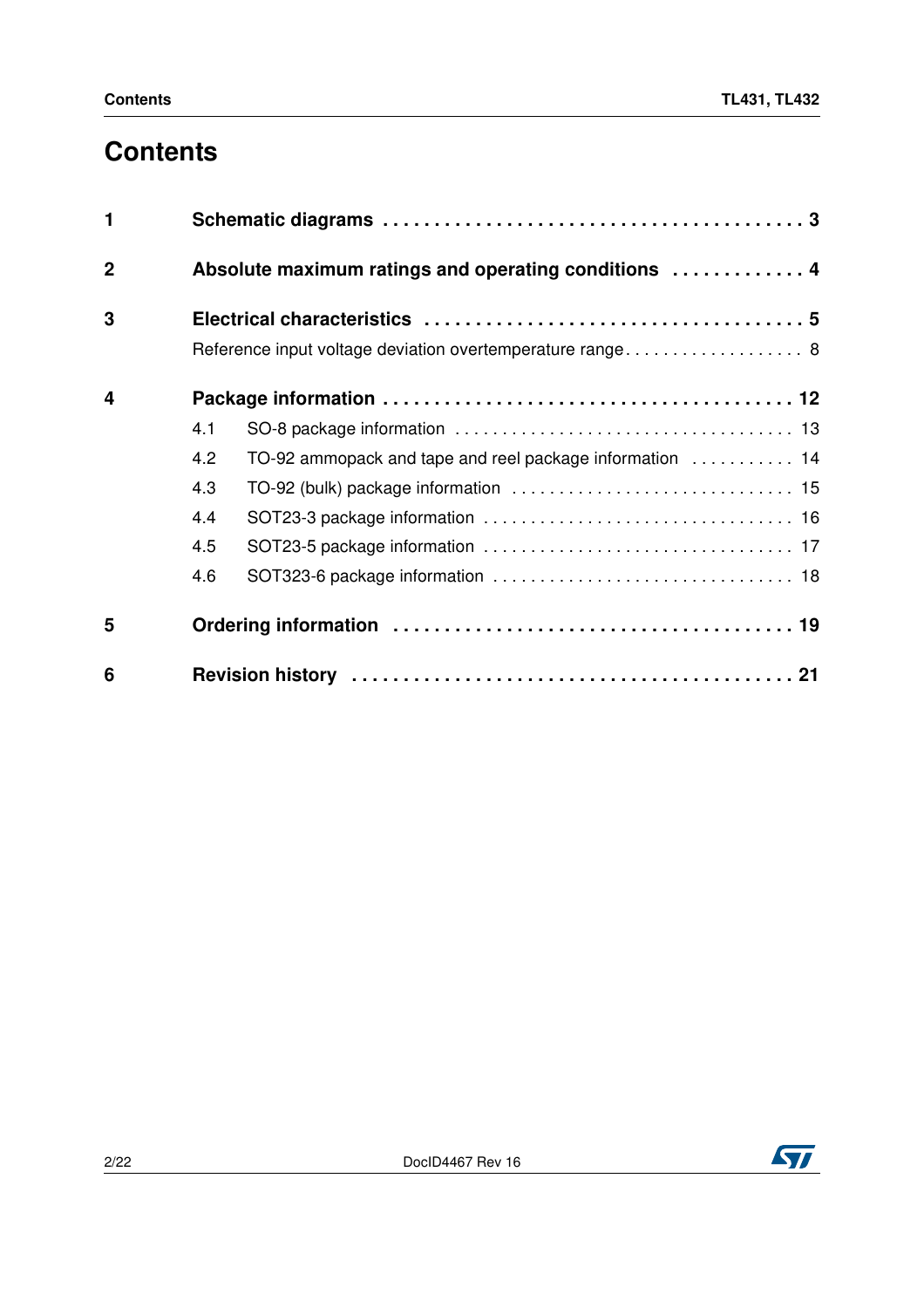# Contents

**1 Schematic diagrams . . . . . . . . . . . . . . . . . . . . . . . . . . . . . . . . . . . . . . 3**

**2 Absolute maximum ratings and operating conditions . . . . . . . . . . . . 4**

**3 Electrical characteristics . . . . . . . . . . . . . . . . . . . . . . . . . . . . . . . . . . 5**

Reference input voltage deviation overtemperature range . . . . . . . . . . . . . . . . . . . 8

**4 Package information . . . . . . . . . . . . . . . . . . . . . . . . . . . . . . . . . . . . 12**

4.1 SO-8 package information . . . . . . . . . . . . . . . . . . . . . . . . . . . . . . . . . . . 13

4.2 TO-92 ammopack and tape and reel package information . . . . . . . . . . . 14

4.3 TO-92 (bulk) package information . . . . . . . . . . . . . . . . . . . . . . . . . . . . . 15

4.4 SOT23-3 package information . . . . . . . . . . . . . . . . . . . . . . . . . . . . . . . . 16

4.5 SOT23-5 package information . . . . . . . . . . . . . . . . . . . . . . . . . . . . . . . . 17

4.6 SOT323-6 package information . . . . . . . . . . . . . . . . . . . . . . . . . . . . . . . 18

**5 Ordering information . . . . . . . . . . . . . . . . . . . . . . . . . . . . . . . . . . . 19**

**6 Revision history . . . . . . . . . . . . . . . . . . . . . . . . . . . . . . . . . . . . . . . 21**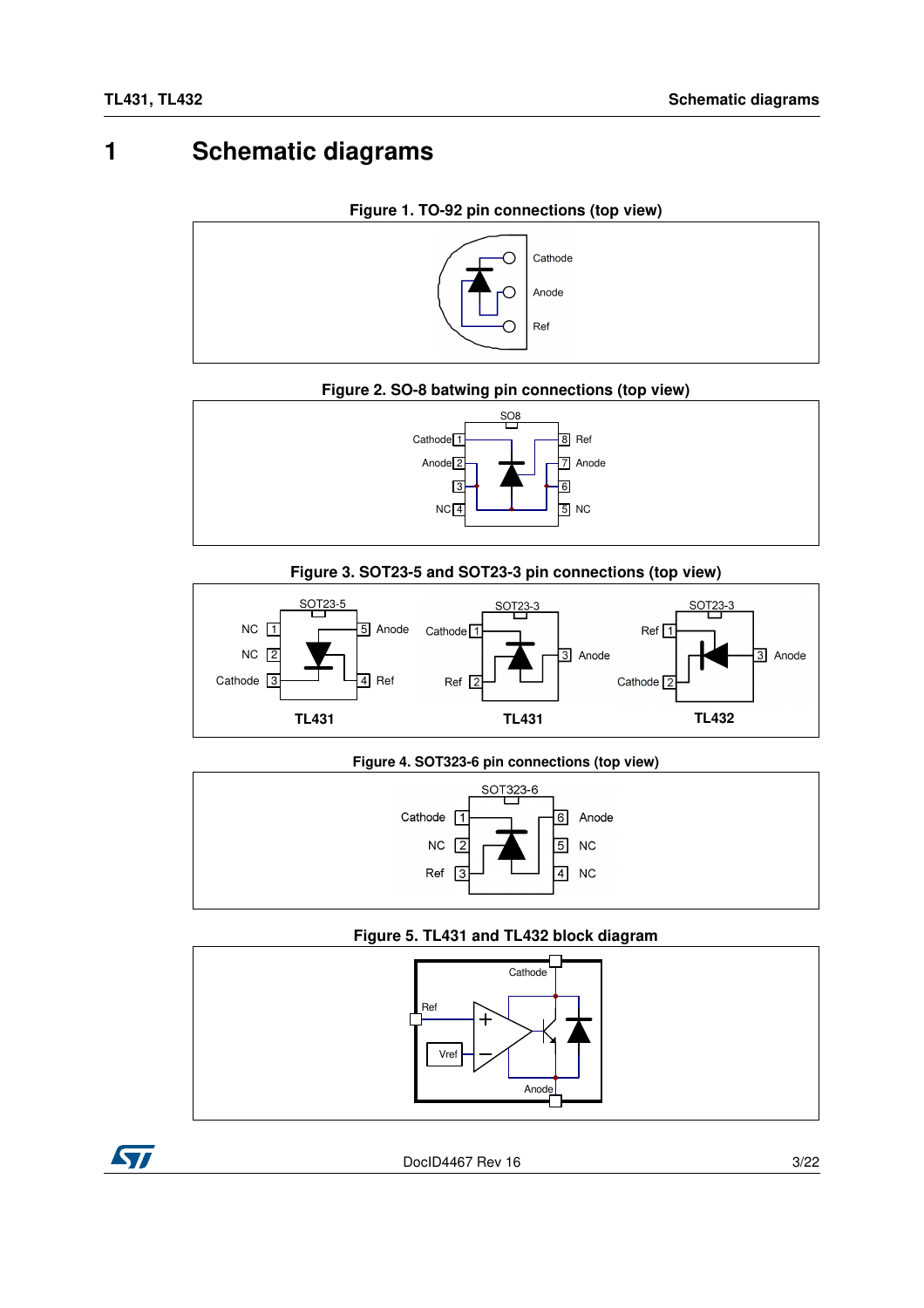# 1 Schematic diagrams

**Figure 1. TO-92 pin connections (top view)**

Cathode
Anode
Ref

**Figure 2. SO-8 batwing pin connections (top view)**

SO8

| Pin | Name | Pin | Name |
|---|---|---|---|
| 1 | Cathode | 8 | Ref |
| 2 | Anode | 7 | Anode |
| 3 | | 6 | |
| 4 | NC | 5 | NC |

**Figure 3. SOT23-5 and SOT23-3 pin connections (top view)**

TL431 (SOT23-5): 1 NC, 2 NC, 3 Cathode, 4 Ref, 5 Anode

TL431 (SOT23-3): 1 Cathode, 2 Ref, 3 Anode

TL432 (SOT23-3): 1 Ref, 2 Cathode, 3 Anode

**Figure 4. SOT323-6 pin connections (top view)**

SOT323-6

| Pin | Name | Pin | Name |
|---|---|---|---|
| 1 | Cathode | 6 | Anode |
| 2 | NC | 5 | NC |
| 3 | Ref | 4 | NC |

**Figure 5. TL431 and TL432 block diagram**

Cathode
Ref
Vref
Anode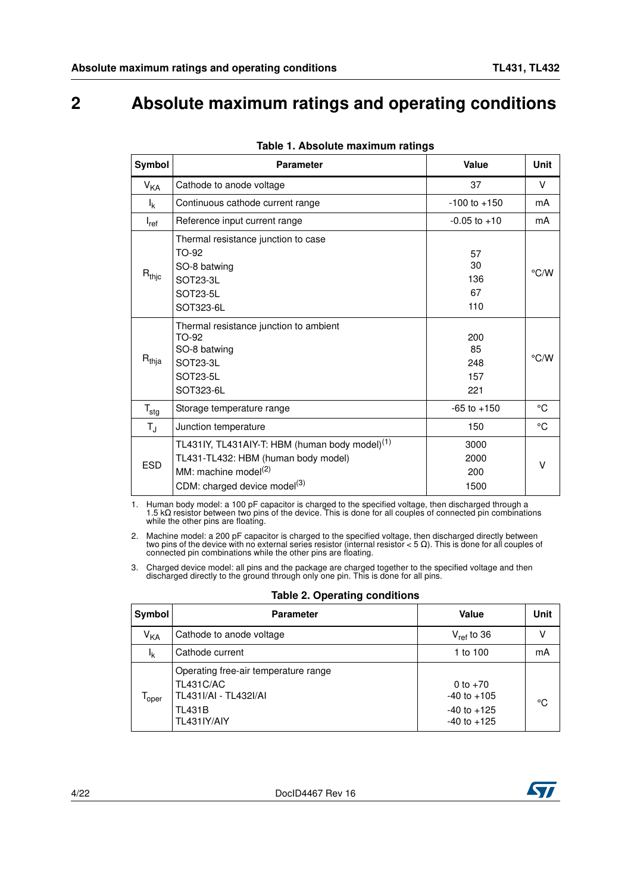# 2 Absolute maximum ratings and operating conditions

**Table 1. Absolute maximum ratings**

| Symbol | Parameter | Value | Unit |
|---|---|---|---|
| $V_{KA}$ | Cathode to anode voltage | 37 | V |
| $I_k$ | Continuous cathode current range | -100 to +150 | mA |
| $I_{ref}$ | Reference input current range | -0.05 to +10 | mA |
| $R_{thjc}$ | Thermal resistance junction to case<br>TO-92<br>SO-8 batwing<br>SOT23-3L<br>SOT23-5L<br>SOT323-6L | <br>57<br>30<br>136<br>67<br>110 | °C/W |
| $R_{thja}$ | Thermal resistance junction to ambient<br>TO-92<br>SO-8 batwing<br>SOT23-3L<br>SOT23-5L<br>SOT323-6L | <br>200<br>85<br>248<br>157<br>221 | °C/W |
| $T_{stg}$ | Storage temperature range | -65 to +150 | °C |
| $T_J$ | Junction temperature | 150 | °C |
| ESD | TL431IY, TL431AIY-T: HBM (human body model)[1]<br>TL431-TL432: HBM (human body model)<br>MM: machine model[2]<br>CDM: charged device model[3] | 3000<br>2000<br>200<br>1500 | V |

1. Human body model: a 100 pF capacitor is charged to the specified voltage, then discharged through a 1.5 kΩ resistor between two pins of the device. This is done for all couples of connected pin combinations while the other pins are floating.
2. Machine model: a 200 pF capacitor is charged to the specified voltage, then discharged directly between two pins of the device with no external series resistor (internal resistor < 5 Ω). This is done for all couples of connected pin combinations while the other pins are floating.
3. Charged device model: all pins and the package are charged together to the specified voltage and then discharged directly to the ground through only one pin. This is done for all pins.

**Table 2. Operating conditions**

| Symbol | Parameter | Value | Unit |
|---|---|---|---|
| $V_{KA}$ | Cathode to anode voltage | $V_{ref}$ to 36 | V |
| $I_k$ | Cathode current | 1 to 100 | mA |
| $T_{oper}$ | Operating free-air temperature range<br>TL431C/AC<br>TL431I/AI - TL432I/AI<br>TL431B<br>TL431IY/AIY | <br>0 to +70<br>-40 to +105<br>-40 to +125<br>-40 to +125 | °C |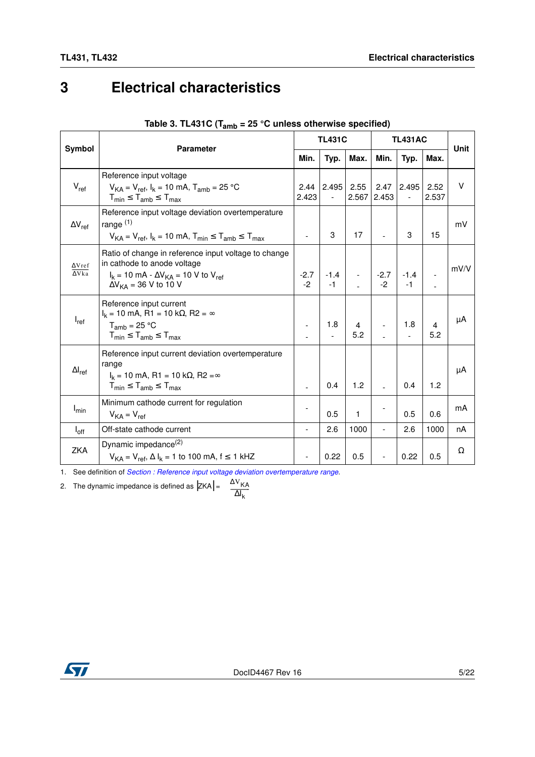# 3 Electrical characteristics

**Table 3. TL431C ($T_{amb}$ = 25 °C unless otherwise specified)**

| Symbol | Parameter | TL431C | | | TL431AC | | | Unit |
|---|---|---|---|---|---|---|---|---|
| | | Min. | Typ. | Max. | Min. | Typ. | Max. | |
| $V_{ref}$ | Reference input voltage<br>$V_{KA} = V_{ref}$, $I_k$ = 10 mA, $T_{amb}$ = 25 °C<br>$T_{min} \leq T_{amb} \leq T_{max}$ | 2.44<br>2.423 | 2.495<br>- | 2.55<br>2.567 | 2.47<br>2.453 | 2.495<br>- | 2.52<br>2.537 | V |
| $\Delta V_{ref}$ | Reference input voltage deviation overtemperature range [(1)]<br>$V_{KA} = V_{ref}$, $I_k$ = 10 mA, $T_{min} \leq T_{amb} \leq T_{max}$ | - | 3 | 17 | - | 3 | 15 | mV |
| $\frac{\Delta V_{ref}}{\Delta V_{ka}}$ | Ratio of change in reference input voltage to change in cathode to anode voltage<br>$I_k$ = 10 mA - $\Delta V_{KA}$ = 10 V to $V_{ref}$<br>$\Delta V_{KA}$ = 36 V to 10 V | -2.7<br>-2 | -1.4<br>-1 | -<br>- | -2.7<br>-2 | -1.4<br>-1 | -<br>- | mV/V |
| $I_{ref}$ | Reference input current<br>$I_k$ = 10 mA, R1 = 10 kΩ, R2 = ∞<br>$T_{amb}$ = 25 °C<br>$T_{min} \leq T_{amb} \leq T_{max}$ | -<br>- | 1.8<br>- | 4<br>5.2 | -<br>- | 1.8<br>- | 4<br>5.2 | µA |
| $\Delta I_{ref}$ | Reference input current deviation overtemperature range<br>$I_k$ = 10 mA, R1 = 10 kΩ, R2 = ∞<br>$T_{min} \leq T_{amb} \leq T_{max}$ | - | 0.4 | 1.2 | - | 0.4 | 1.2 | µA |
| $I_{min}$ | Minimum cathode current for regulation<br>$V_{KA} = V_{ref}$ | - | 0.5 | 1 | - | 0.5 | 0.6 | mA |
| $I_{off}$ | Off-state cathode current | - | 2.6 | 1000 | - | 2.6 | 1000 | nA |
| ZKA | Dynamic impedance[(2)]<br>$V_{KA} = V_{ref}$, $\Delta I_k$ = 1 to 100 mA, f ≤ 1 kHZ | - | 0.22 | 0.5 | - | 0.22 | 0.5 | Ω |

1. See definition of *Section : Reference input voltage deviation overtemperature range*.
2. The dynamic impedance is defined as $|ZKA| = \frac{\Delta V_{KA}}{\Delta I_k}$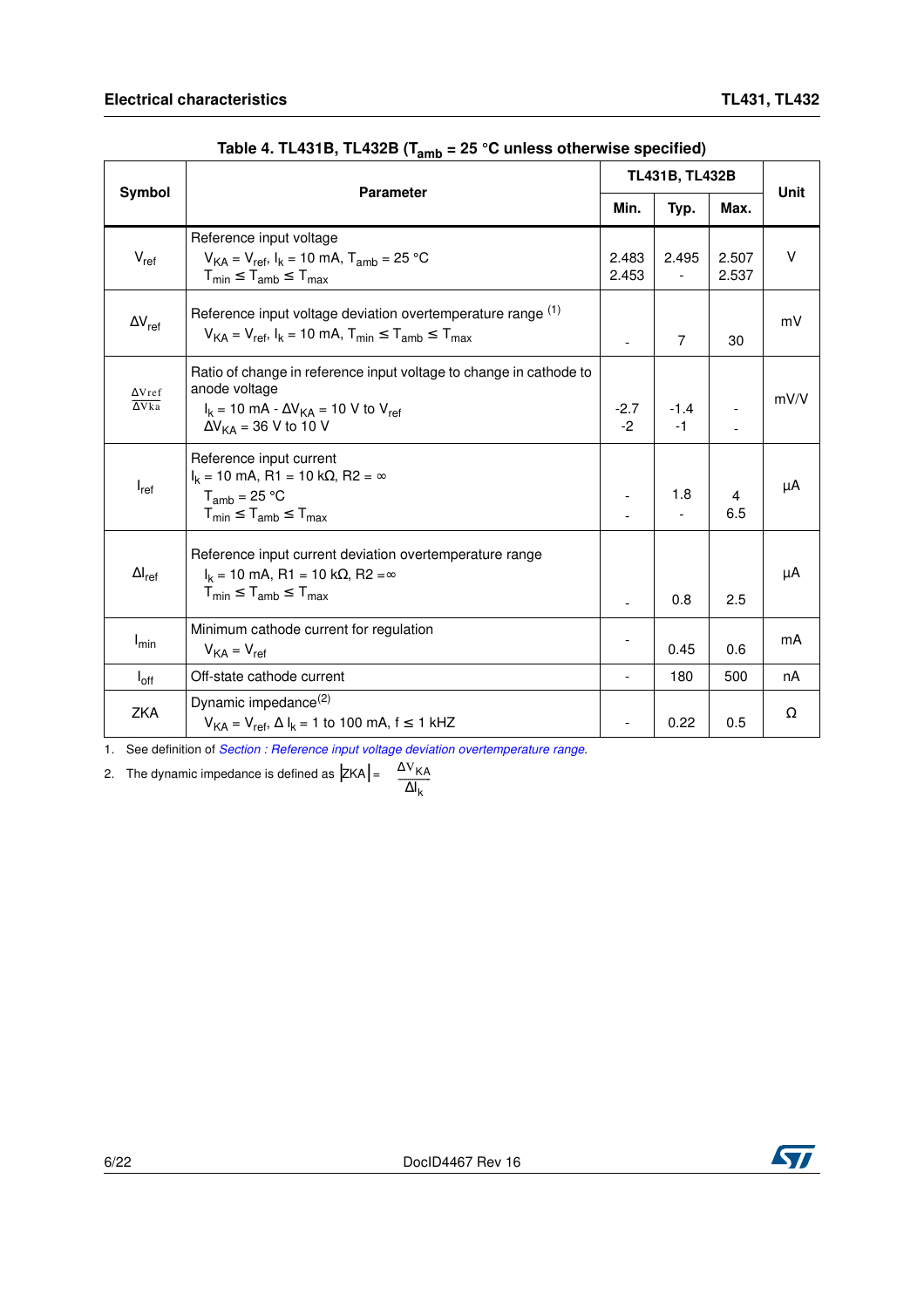**Table 4. TL431B, TL432B ($T_{amb}$ = 25 °C unless otherwise specified)**

| Symbol | Parameter | TL431B, TL432B | | | Unit |
|---|---|---|---|---|---|
| | | Min. | Typ. | Max. | |
| $V_{ref}$ | Reference input voltage<br>$V_{KA} = V_{ref}$, $I_k$ = 10 mA, $T_{amb}$ = 25 °C<br>$T_{min} \leq T_{amb} \leq T_{max}$ | 2.483<br>2.453 | 2.495<br>- | 2.507<br>2.537 | V |
| $\Delta V_{ref}$ | Reference input voltage deviation overtemperature range [1]<br>$V_{KA} = V_{ref}$, $I_k$ = 10 mA, $T_{min} \leq T_{amb} \leq T_{max}$ | - | 7 | 30 | mV |
| $\frac{\Delta V_{ref}}{\Delta V_{ka}}$ | Ratio of change in reference input voltage to change in cathode to anode voltage<br>$I_k$ = 10 mA - $\Delta V_{KA}$ = 10 V to $V_{ref}$<br>$\Delta V_{KA}$ = 36 V to 10 V | -2.7<br>-2 | -1.4<br>-1 | -<br>- | mV/V |
| $I_{ref}$ | Reference input current<br>$I_k$ = 10 mA, R1 = 10 kΩ, R2 = ∞<br>$T_{amb}$ = 25 °C<br>$T_{min} \leq T_{amb} \leq T_{max}$ | -<br>- | 1.8<br>- | 4<br>6.5 | µA |
| $\Delta I_{ref}$ | Reference input current deviation overtemperature range<br>$I_k$ = 10 mA, R1 = 10 kΩ, R2 = ∞<br>$T_{min} \leq T_{amb} \leq T_{max}$ | - | 0.8 | 2.5 | µA |
| $I_{min}$ | Minimum cathode current for regulation<br>$V_{KA} = V_{ref}$ | - | 0.45 | 0.6 | mA |
| $I_{off}$ | Off-state cathode current | - | 180 | 500 | nA |
| ZKA | Dynamic impedance[2]<br>$V_{KA} = V_{ref}$, $\Delta I_k$ = 1 to 100 mA, f ≤ 1 kHZ | - | 0.22 | 0.5 | Ω |

1. See definition of *Section : Reference input voltage deviation overtemperature range*.
2. The dynamic impedance is defined as $|ZKA| = \frac{\Delta V_{KA}}{\Delta I_k}$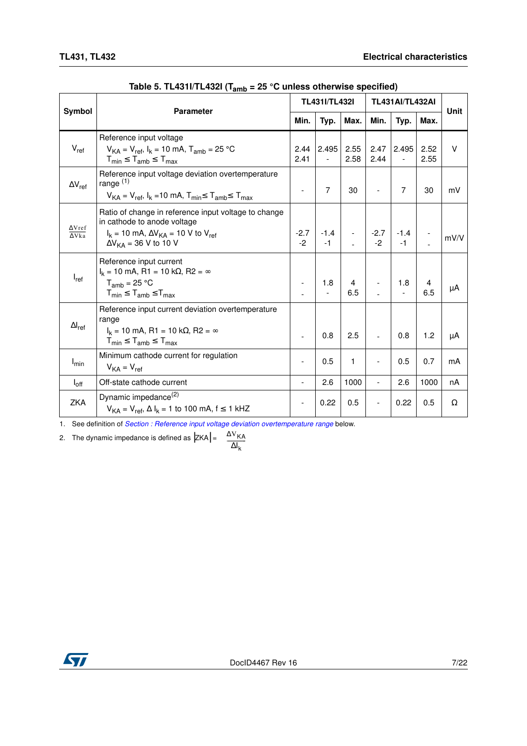**Table 5. TL431I/TL432I ($T_{amb}$ = 25 °C unless otherwise specified)**

| Symbol | Parameter | TL431I/TL432I | | | TL431AI/TL432AI | | | Unit |
|---|---|---|---|---|---|---|---|---|
| | | Min. | Typ. | Max. | Min. | Typ. | Max. | |
| $V_{ref}$ | Reference input voltage<br>$V_{KA} = V_{ref}$, $I_k$ = 10 mA, $T_{amb}$ = 25 °C<br>$T_{min} \leq T_{amb} \leq T_{max}$ | 2.44<br>2.41 | 2.495<br>- | 2.55<br>2.58 | 2.47<br>2.44 | 2.495<br>- | 2.52<br>2.55 | V |
| $\Delta V_{ref}$ | Reference input voltage deviation overtemperature range [1]<br>$V_{KA} = V_{ref}$, $I_k$ =10 mA, $T_{min} \leq T_{amb} \leq T_{max}$ | - | 7 | 30 | - | 7 | 30 | mV |
| $\frac{\Delta V_{ref}}{\Delta V_{ka}}$ | Ratio of change in reference input voltage to change in cathode to anode voltage<br>$I_k$ = 10 mA, $\Delta V_{KA}$ = 10 V to $V_{ref}$<br>$\Delta V_{KA}$ = 36 V to 10 V | -2.7<br>-2 | -1.4<br>-1 | -<br>- | -2.7<br>-2 | -1.4<br>-1 | -<br>- | mV/V |
| $I_{ref}$ | Reference input current<br>$I_k$ = 10 mA, R1 = 10 kΩ, R2 = ∞<br>$T_{amb}$ = 25 °C<br>$T_{min} \leq T_{amb} \leq T_{max}$ | -<br>- | 1.8<br>- | 4<br>6.5 | -<br>- | 1.8<br>- | 4<br>6.5 | µA |
| $\Delta I_{ref}$ | Reference input current deviation overtemperature range<br>$I_k$ = 10 mA, R1 = 10 kΩ, R2 = ∞<br>$T_{min} \leq T_{amb} \leq T_{max}$ | - | 0.8 | 2.5 | - | 0.8 | 1.2 | µA |
| $I_{min}$ | Minimum cathode current for regulation<br>$V_{KA} = V_{ref}$ | - | 0.5 | 1 | - | 0.5 | 0.7 | mA |
| $I_{off}$ | Off-state cathode current | - | 2.6 | 1000 | - | 2.6 | 1000 | nA |
| ZKA | Dynamic impedance [2]<br>$V_{KA} = V_{ref}$, $\Delta I_k$ = 1 to 100 mA, f ≤ 1 kHZ | - | 0.22 | 0.5 | - | 0.22 | 0.5 | Ω |

1. See definition of *Section : Reference input voltage deviation overtemperature range* below.
2. The dynamic impedance is defined as $|ZKA| = \frac{\Delta V_{KA}}{\Delta I_k}$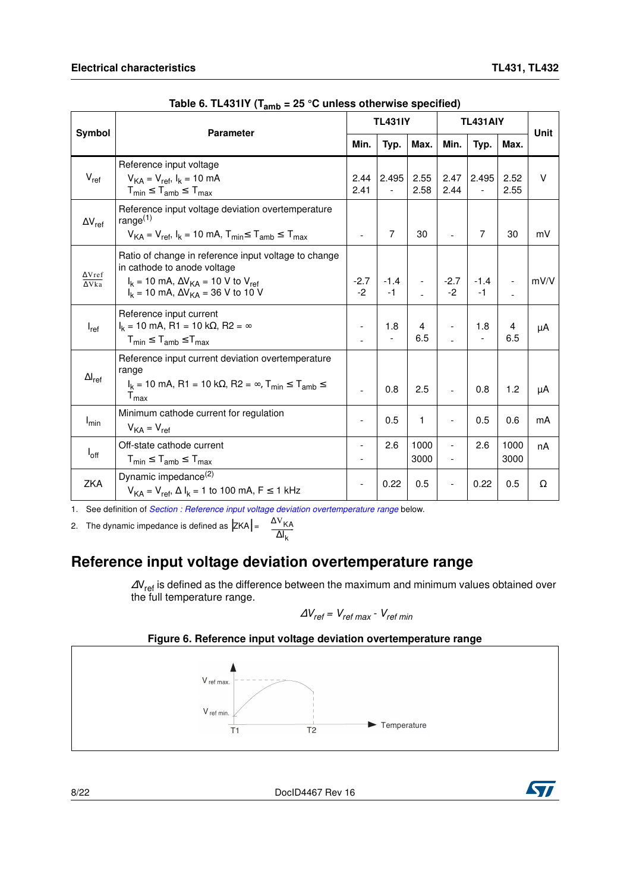**Table 6. TL431IY ($T_{amb}$ = 25 °C unless otherwise specified)**

| Symbol | Parameter | TL431IY | | | TL431AIY | | | Unit |
|---|---|---|---|---|---|---|---|---|
| | | Min. | Typ. | Max. | Min. | Typ. | Max. | |
| $V_{ref}$ | Reference input voltage<br>$V_{KA} = V_{ref}$, $I_k$ = 10 mA<br>$T_{min} \leq T_{amb} \leq T_{max}$ | 2.44<br>2.41 | 2.495<br>- | 2.55<br>2.58 | 2.47<br>2.44 | 2.495<br>- | 2.52<br>2.55 | V |
| $\Delta V_{ref}$ | Reference input voltage deviation overtemperature range[1]<br>$V_{KA} = V_{ref}$, $I_k$ = 10 mA, $T_{min} \leq T_{amb} \leq T_{max}$ | - | 7 | 30 | - | 7 | 30 | mV |
| $\frac{\Delta V_{ref}}{\Delta V_{ka}}$ | Ratio of change in reference input voltage to change in cathode to anode voltage<br>$I_k$ = 10 mA, $\Delta V_{KA}$ = 10 V to $V_{ref}$<br>$I_k$ = 10 mA, $\Delta V_{KA}$ = 36 V to 10 V | -2.7<br>-2 | -1.4<br>-1 | -<br>- | -2.7<br>-2 | -1.4<br>-1 | -<br>- | mV/V |
| $I_{ref}$ | Reference input current<br>$I_k$ = 10 mA, R1 = 10 kΩ, R2 = ∞<br>$T_{min} \leq T_{amb} \leq T_{max}$ | -<br>- | 1.8<br>- | 4<br>6.5 | -<br>- | 1.8<br>- | 4<br>6.5 | µA |
| $\Delta I_{ref}$ | Reference input current deviation overtemperature range<br>$I_k$ = 10 mA, R1 = 10 kΩ, R2 = ∞, $T_{min} \leq T_{amb} \leq T_{max}$ | - | 0.8 | 2.5 | - | 0.8 | 1.2 | µA |
| $I_{min}$ | Minimum cathode current for regulation<br>$V_{KA} = V_{ref}$ | - | 0.5 | 1 | - | 0.5 | 0.6 | mA |
| $I_{off}$ | Off-state cathode current<br>$T_{min} \leq T_{amb} \leq T_{max}$ | -<br>- | 2.6 | 1000<br>3000 | -<br>- | 2.6 | 1000<br>3000 | nA |
| ZKA | Dynamic impedance[2]<br>$V_{KA} = V_{ref}$, $\Delta I_k$ = 1 to 100 mA, F ≤ 1 kHz | - | 0.22 | 0.5 | - | 0.22 | 0.5 | Ω |

1. See definition of *Section : Reference input voltage deviation overtemperature range* below.
2. The dynamic impedance is defined as $|ZKA| = \frac{\Delta V_{KA}}{\Delta I_k}$

## Reference input voltage deviation overtemperature range

$\Delta V_{ref}$ is defined as the difference between the maximum and minimum values obtained over the full temperature range.

$$\Delta V_{ref} = V_{ref\ max} - V_{ref\ min}$$

**Figure 6. Reference input voltage deviation overtemperature range**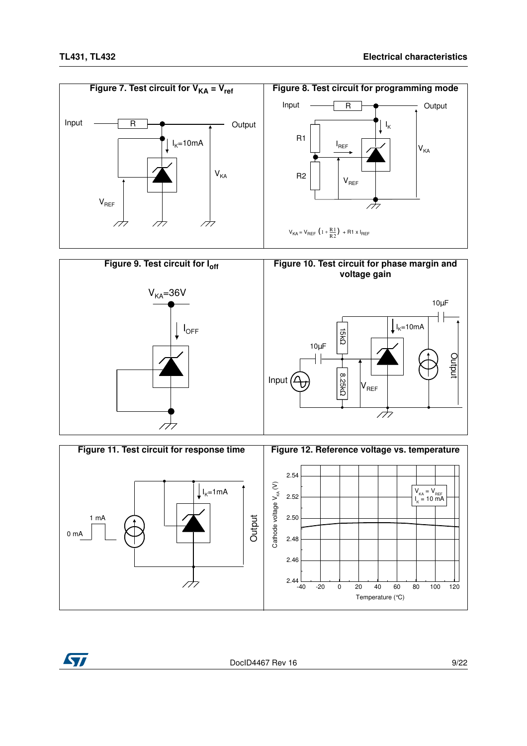**Figure 7. Test circuit for $V_{KA} = V_{ref}$**

Input — R — Output; $I_K$=10mA; $V_{KA}$; $V_{REF}$

**Figure 8. Test circuit for programming mode**

Input — R — Output; $I_K$; R1; $I_{REF}$; R2; $V_{REF}$; $V_{KA}$

$$V_{KA} = V_{REF}\left(1 + \frac{R1}{R2}\right) + R1 \times I_{REF}$$

**Figure 9. Test circuit for $I_{off}$**

$V_{KA}$=36V; $I_{OFF}$

**Figure 10. Test circuit for phase margin and voltage gain**

10µF; 15kΩ; $I_K$=10mA; 10µF; Input; 8.25kΩ; $V_{REF}$; Output

**Figure 11. Test circuit for response time**

1 mA; 0 mA; $I_K$=1mA; Output

**Figure 12. Reference voltage vs. temperature**

Cathode voltage $V_{KA}$ (V) vs. Temperature (°C); $V_{KA} = V_{REF}$, $I_K$ = 10 mA. Y-axis: 2.44 to 2.54; X-axis: -40 to 120.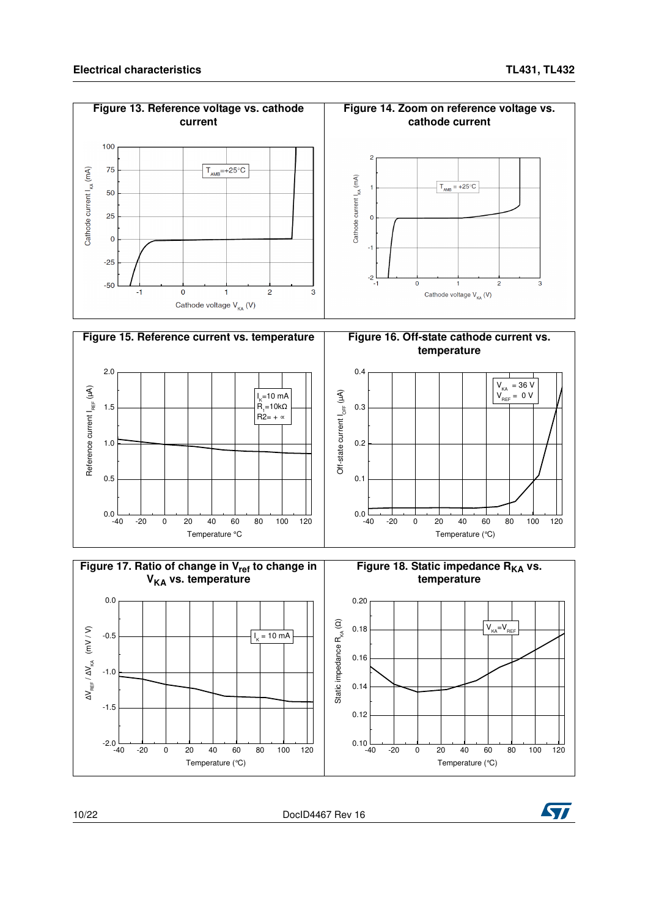**Figure 13. Reference voltage vs. cathode current**

$T_{AMB}$=+25°C

Cathode current $I_{KA}$ (mA)

Cathode voltage $V_{KA}$ (V)

**Figure 14. Zoom on reference voltage vs. cathode current**

$T_{AMB}$ = +25°C

Cathode current $I_{KA}$ (mA)

Cathode voltage $V_{KA}$ (V)

**Figure 15. Reference current vs. temperature**

$I_K$=10 mA
$R_1$=10kΩ
R2= + ∞

Reference current $I_{REF}$ (µA)

Temperature °C

**Figure 16. Off-state cathode current vs. temperature**

$V_{KA}$ = 36 V
$V_{REF}$ = 0 V

Off-state current $I_{OFF}$ (µA)

Temperature (°C)

**Figure 17. Ratio of change in $V_{ref}$ to change in $V_{KA}$ vs. temperature**

$I_K$ = 10 mA

$\Delta V_{REF} / \Delta V_{KA}$ (mV / V)

Temperature (°C)

**Figure 18. Static impedance $R_{KA}$ vs. temperature**

$V_{KA}$=$V_{REF}$

Static impedance $R_{KA}$ (Ω)

Temperature (°C)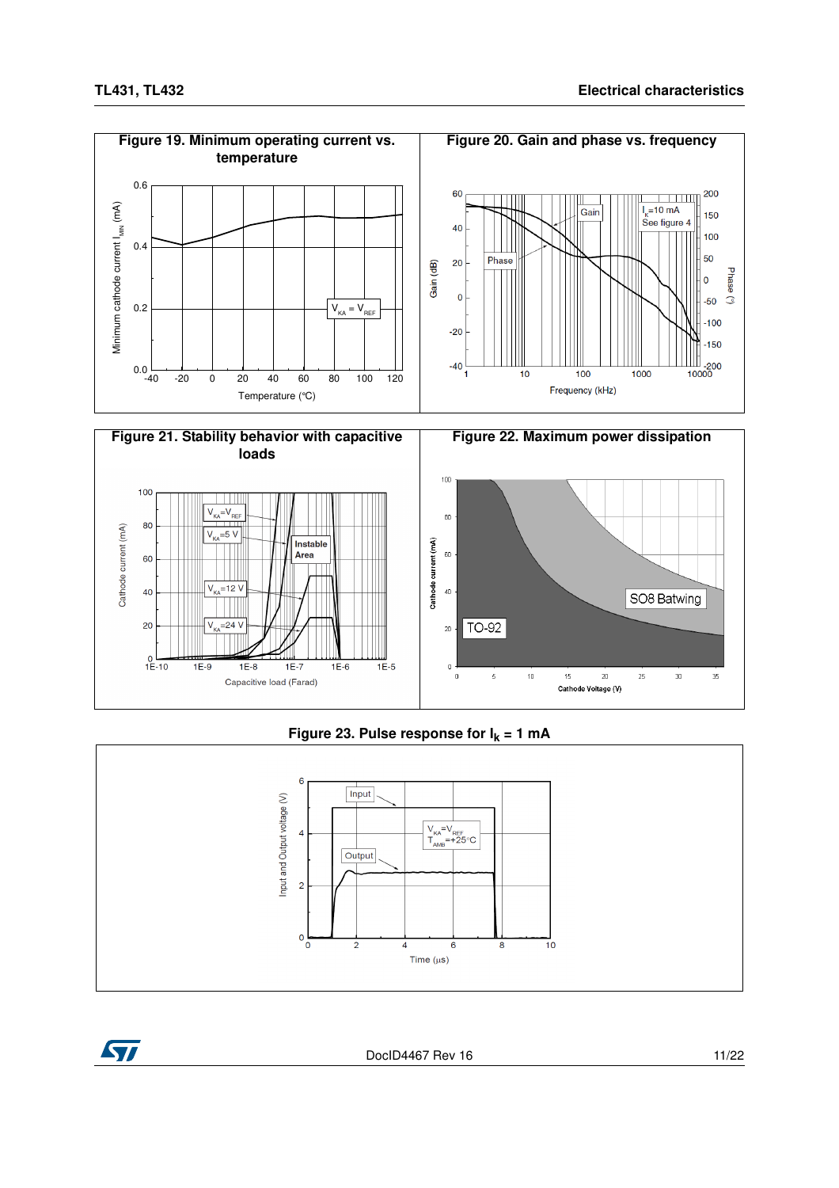**Figure 19. Minimum operating current vs. temperature**

**Figure 20. Gain and phase vs. frequency**

**Figure 21. Stability behavior with capacitive loads**

**Figure 22. Maximum power dissipation**

**Figure 23. Pulse response for $I_k$ = 1 mA**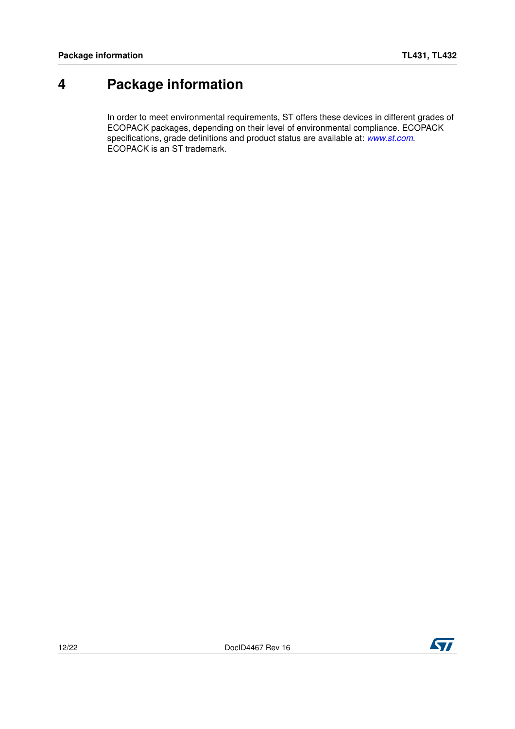# 4 Package information

In order to meet environmental requirements, ST offers these devices in different grades of ECOPACK packages, depending on their level of environmental compliance. ECOPACK specifications, grade definitions and product status are available at: *www.st.com*. ECOPACK is an ST trademark.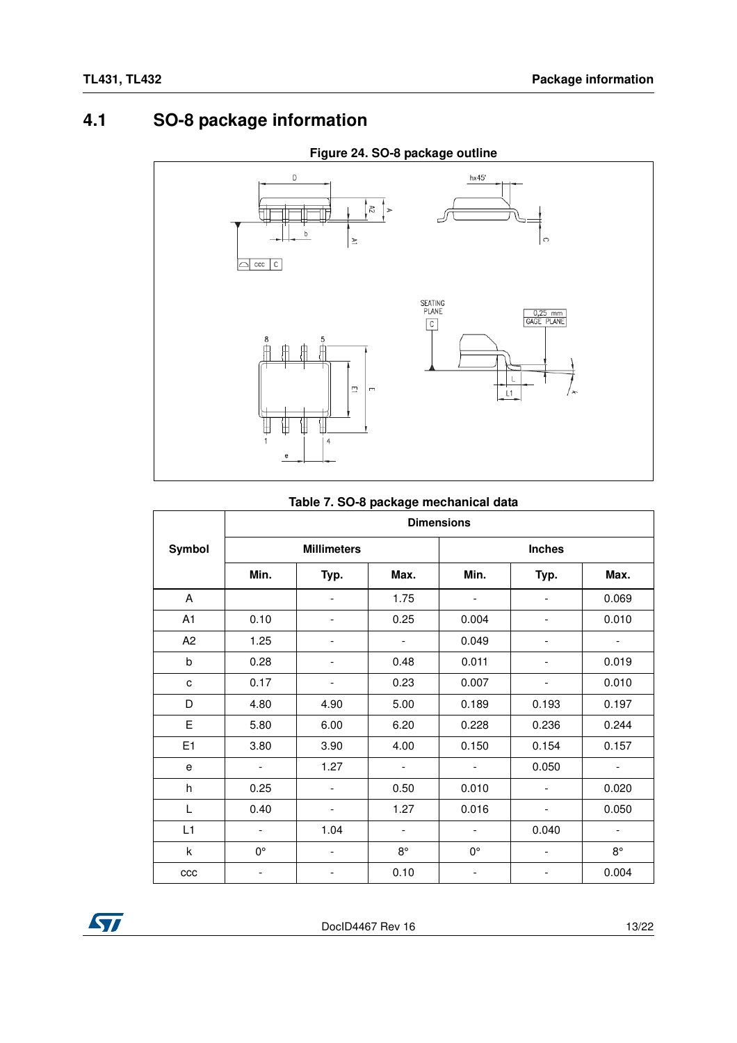## 4.1 SO-8 package information

**Figure 24. SO-8 package outline**

**Table 7. SO-8 package mechanical data**

| Symbol | Dimensions | | | | | |
|---|---|---|---|---|---|---|
| | Millimeters | | | Inches | | |
| | Min. | Typ. | Max. | Min. | Typ. | Max. |
| A | | - | 1.75 | - | - | 0.069 |
| A1 | 0.10 | - | 0.25 | 0.004 | - | 0.010 |
| A2 | 1.25 | - | - | 0.049 | - | - |
| b | 0.28 | - | 0.48 | 0.011 | - | 0.019 |
| c | 0.17 | - | 0.23 | 0.007 | - | 0.010 |
| D | 4.80 | 4.90 | 5.00 | 0.189 | 0.193 | 0.197 |
| E | 5.80 | 6.00 | 6.20 | 0.228 | 0.236 | 0.244 |
| E1 | 3.80 | 3.90 | 4.00 | 0.150 | 0.154 | 0.157 |
| e | - | 1.27 | - | - | 0.050 | - |
| h | 0.25 | - | 0.50 | 0.010 | - | 0.020 |
| L | 0.40 | - | 1.27 | 0.016 | - | 0.050 |
| L1 | - | 1.04 | - | - | 0.040 | - |
| k | 0° | - | 8° | 0° | - | 8° |
| ccc | - | - | 0.10 | - | - | 0.004 |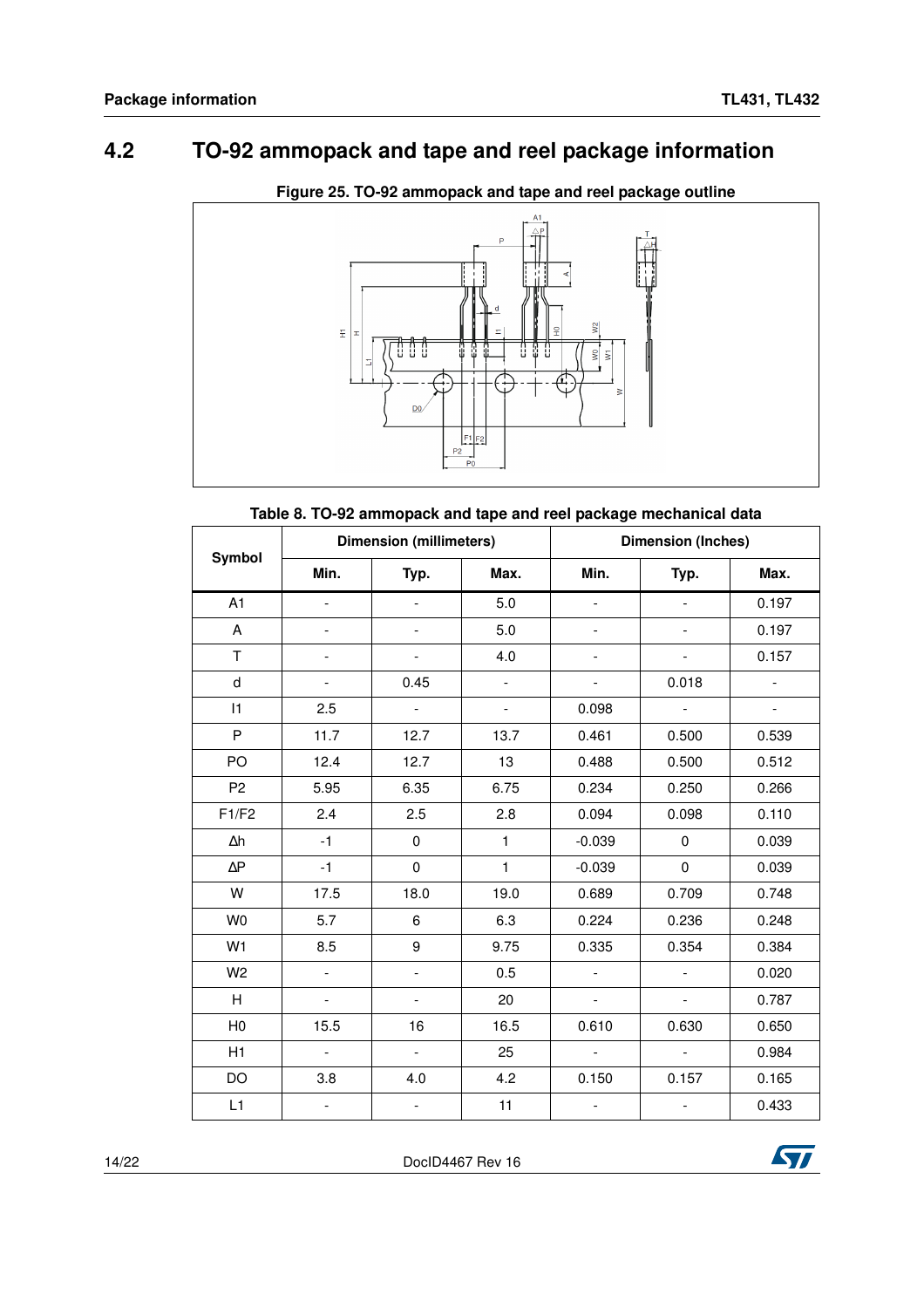## 4.2 TO-92 ammopack and tape and reel package information

**Figure 25. TO-92 ammopack and tape and reel package outline**

**Table 8. TO-92 ammopack and tape and reel package mechanical data**

| Symbol | Dimension (millimeters) | | | Dimension (Inches) | | |
|---|---|---|---|---|---|---|
| | Min. | Typ. | Max. | Min. | Typ. | Max. |
| A1 | - | - | 5.0 | - | - | 0.197 |
| A | - | - | 5.0 | - | - | 0.197 |
| T | - | - | 4.0 | - | - | 0.157 |
| d | - | 0.45 | - | - | 0.018 | - |
| I1 | 2.5 | - | - | 0.098 | - | - |
| P | 11.7 | 12.7 | 13.7 | 0.461 | 0.500 | 0.539 |
| PO | 12.4 | 12.7 | 13 | 0.488 | 0.500 | 0.512 |
| P2 | 5.95 | 6.35 | 6.75 | 0.234 | 0.250 | 0.266 |
| F1/F2 | 2.4 | 2.5 | 2.8 | 0.094 | 0.098 | 0.110 |
| Δh | -1 | 0 | 1 | -0.039 | 0 | 0.039 |
| ΔP | -1 | 0 | 1 | -0.039 | 0 | 0.039 |
| W | 17.5 | 18.0 | 19.0 | 0.689 | 0.709 | 0.748 |
| W0 | 5.7 | 6 | 6.3 | 0.224 | 0.236 | 0.248 |
| W1 | 8.5 | 9 | 9.75 | 0.335 | 0.354 | 0.384 |
| W2 | - | - | 0.5 | - | - | 0.020 |
| H | - | - | 20 | - | - | 0.787 |
| H0 | 15.5 | 16 | 16.5 | 0.610 | 0.630 | 0.650 |
| H1 | - | - | 25 | - | - | 0.984 |
| DO | 3.8 | 4.0 | 4.2 | 0.150 | 0.157 | 0.165 |
| L1 | - | - | 11 | - | - | 0.433 |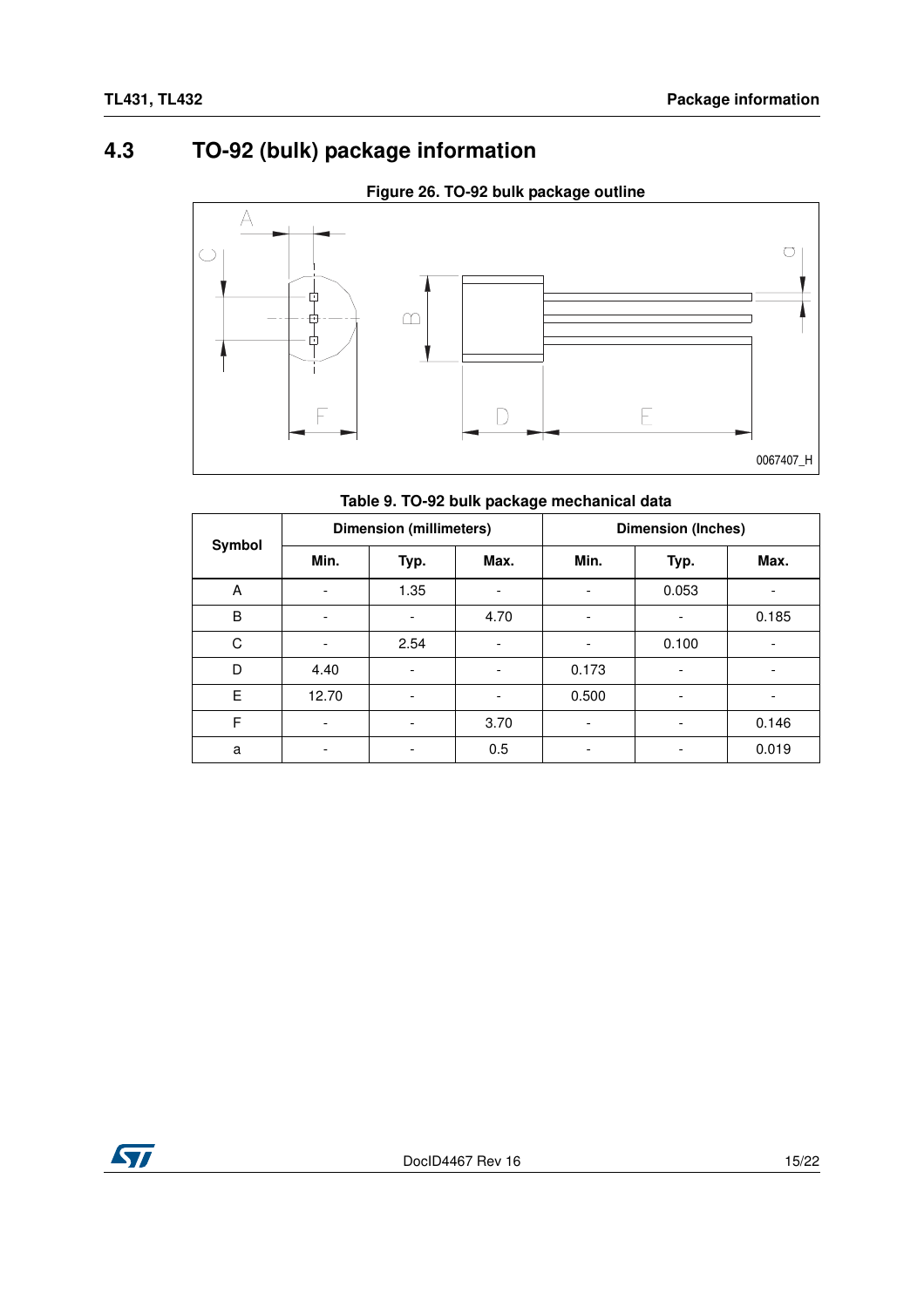## 4.3 TO-92 (bulk) package information

**Figure 26. TO-92 bulk package outline**

**Table 9. TO-92 bulk package mechanical data**

| Symbol | Dimension (millimeters) | | | Dimension (Inches) | | |
|---|---|---|---|---|---|---|
| | Min. | Typ. | Max. | Min. | Typ. | Max. |
| A | - | 1.35 | - | - | 0.053 | - |
| B | - | - | 4.70 | - | - | 0.185 |
| C | - | 2.54 | - | - | 0.100 | - |
| D | 4.40 | - | - | 0.173 | - | - |
| E | 12.70 | - | - | 0.500 | - | - |
| F | - | - | 3.70 | - | - | 0.146 |
| a | - | - | 0.5 | - | - | 0.019 |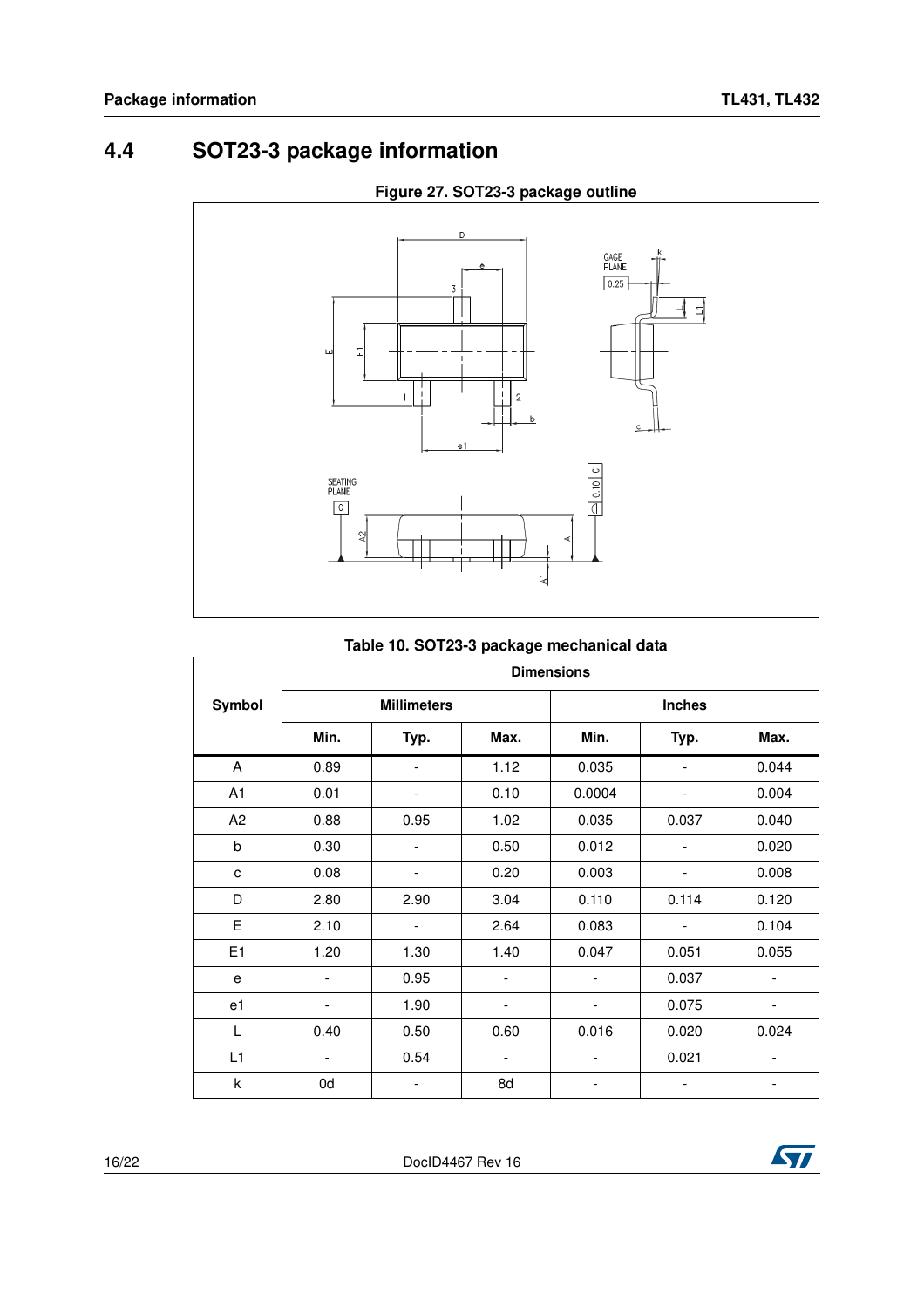## 4.4 SOT23-3 package information

**Figure 27. SOT23-3 package outline**

**Table 10. SOT23-3 package mechanical data**

| Symbol | Dimensions | | | | | |
|---|---|---|---|---|---|---|
| | Millimeters | | | Inches | | |
| | Min. | Typ. | Max. | Min. | Typ. | Max. |
| A | 0.89 | - | 1.12 | 0.035 | - | 0.044 |
| A1 | 0.01 | - | 0.10 | 0.0004 | - | 0.004 |
| A2 | 0.88 | 0.95 | 1.02 | 0.035 | 0.037 | 0.040 |
| b | 0.30 | - | 0.50 | 0.012 | - | 0.020 |
| c | 0.08 | - | 0.20 | 0.003 | - | 0.008 |
| D | 2.80 | 2.90 | 3.04 | 0.110 | 0.114 | 0.120 |
| E | 2.10 | - | 2.64 | 0.083 | - | 0.104 |
| E1 | 1.20 | 1.30 | 1.40 | 0.047 | 0.051 | 0.055 |
| e | - | 0.95 | - | - | 0.037 | - |
| e1 | - | 1.90 | - | - | 0.075 | - |
| L | 0.40 | 0.50 | 0.60 | 0.016 | 0.020 | 0.024 |
| L1 | - | 0.54 | - | - | 0.021 | - |
| k | 0d | - | 8d | - | - | - |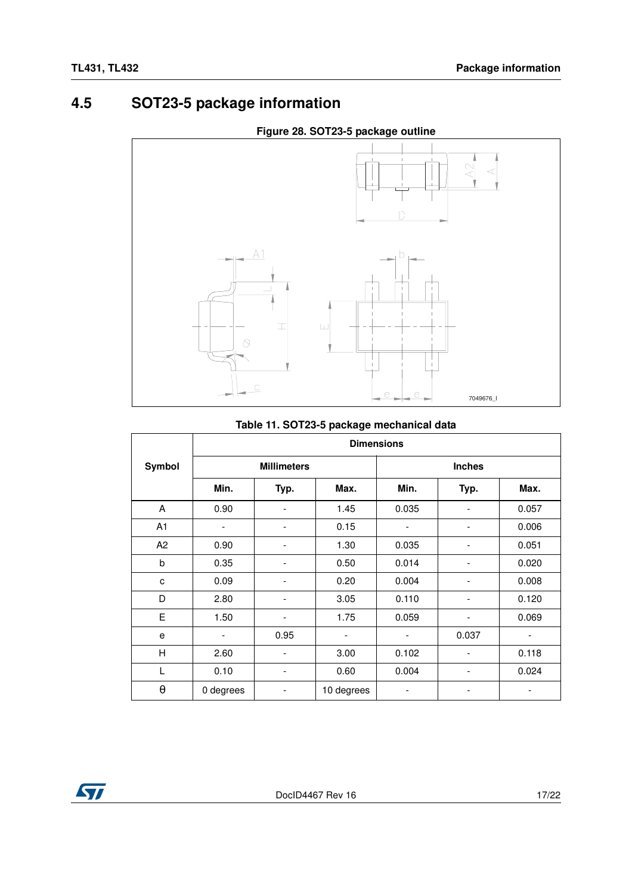## 4.5 SOT23-5 package information

**Figure 28. SOT23-5 package outline**

**Table 11. SOT23-5 package mechanical data**

| Symbol | Dimensions | | | | | |
|---|---|---|---|---|---|---|
| | Millimeters | | | Inches | | |
| | Min. | Typ. | Max. | Min. | Typ. | Max. |
| A | 0.90 | - | 1.45 | 0.035 | - | 0.057 |
| A1 | - | - | 0.15 | - | - | 0.006 |
| A2 | 0.90 | - | 1.30 | 0.035 | - | 0.051 |
| b | 0.35 | - | 0.50 | 0.014 | - | 0.020 |
| c | 0.09 | - | 0.20 | 0.004 | - | 0.008 |
| D | 2.80 | - | 3.05 | 0.110 | - | 0.120 |
| E | 1.50 | - | 1.75 | 0.059 | - | 0.069 |
| e | - | 0.95 | - | - | 0.037 | - |
| H | 2.60 | - | 3.00 | 0.102 | - | 0.118 |
| L | 0.10 | - | 0.60 | 0.004 | - | 0.024 |
| θ | 0 degrees | - | 10 degrees | - | - | - |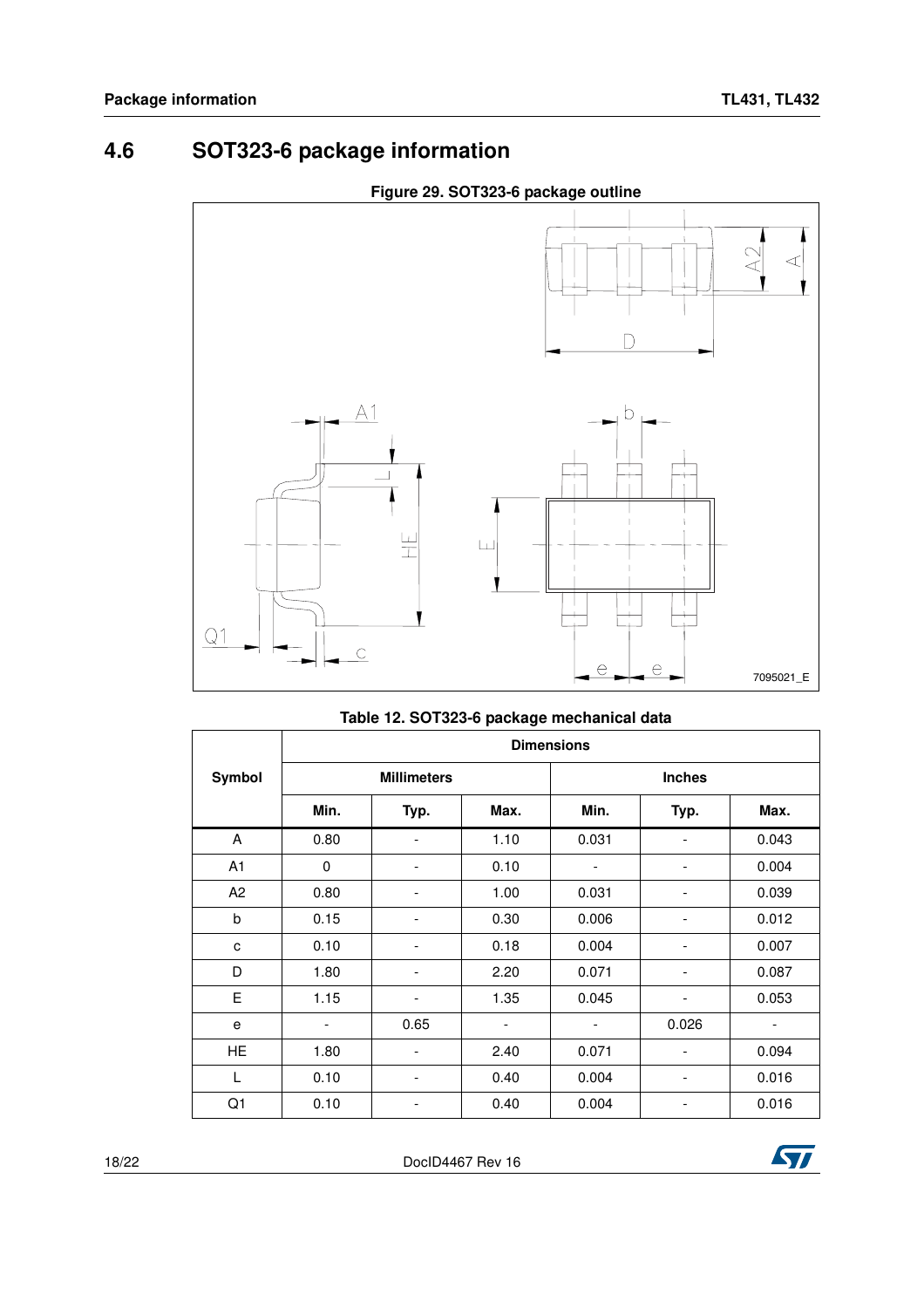## 4.6 SOT323-6 package information

**Figure 29. SOT323-6 package outline**

**Table 12. SOT323-6 package mechanical data**

| Symbol | Dimensions | | | | | |
|---|---|---|---|---|---|---|
| | Millimeters | | | Inches | | |
| | Min. | Typ. | Max. | Min. | Typ. | Max. |
| A | 0.80 | - | 1.10 | 0.031 | - | 0.043 |
| A1 | 0 | - | 0.10 | - | - | 0.004 |
| A2 | 0.80 | - | 1.00 | 0.031 | - | 0.039 |
| b | 0.15 | - | 0.30 | 0.006 | - | 0.012 |
| c | 0.10 | - | 0.18 | 0.004 | - | 0.007 |
| D | 1.80 | - | 2.20 | 0.071 | - | 0.087 |
| E | 1.15 | - | 1.35 | 0.045 | - | 0.053 |
| e | - | 0.65 | - | - | 0.026 | - |
| HE | 1.80 | - | 2.40 | 0.071 | - | 0.094 |
| L | 0.10 | - | 0.40 | 0.004 | - | 0.016 |
| Q1 | 0.10 | - | 0.40 | 0.004 | - | 0.016 |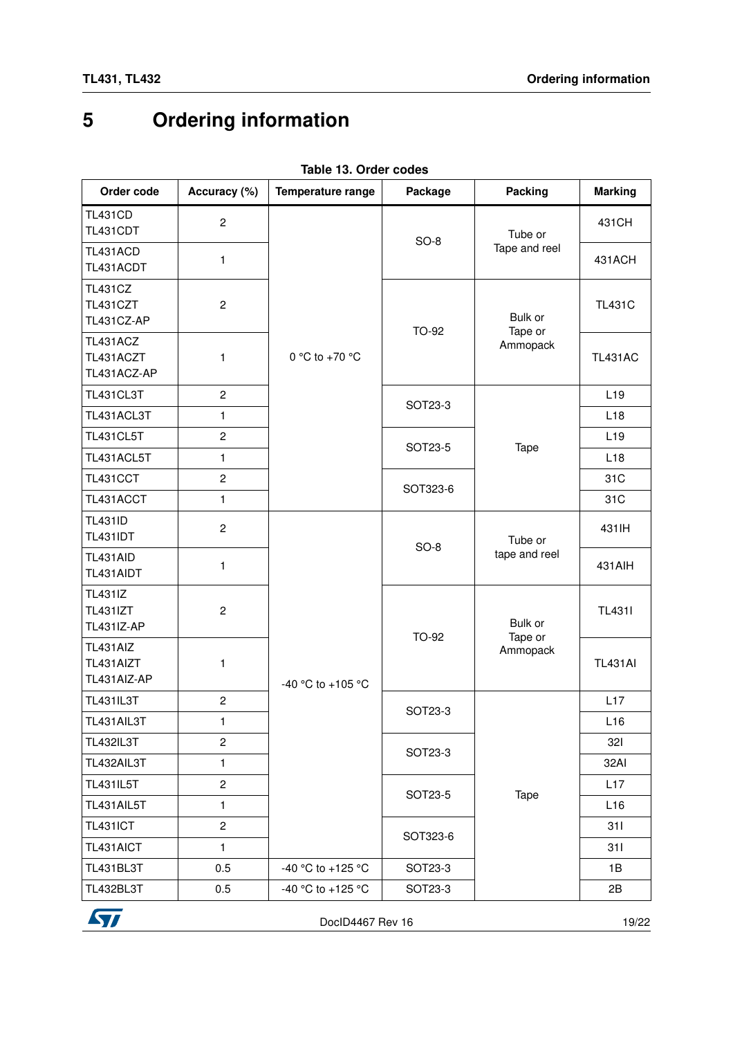# 5 Ordering information

**Table 13. Order codes**

| Order code | Accuracy (%) | Temperature range | Package | Packing | Marking |
|---|---|---|---|---|---|
| TL431CD<br>TL431CDT | 2 | 0 °C to +70 °C | SO-8 | Tube or<br>Tape and reel | 431CH |
| TL431ACD<br>TL431ACDT | 1 | | | | 431ACH |
| TL431CZ<br>TL431CZT<br>TL431CZ-AP | 2 | | TO-92 | Bulk or<br>Tape or<br>Ammopack | TL431C |
| TL431ACZ<br>TL431ACZT<br>TL431ACZ-AP | 1 | | | | TL431AC |
| TL431CL3T | 2 | | SOT23-3 | Tape | L19 |
| TL431ACL3T | 1 | | | | L18 |
| TL431CL5T | 2 | | SOT23-5 | | L19 |
| TL431ACL5T | 1 | | | | L18 |
| TL431CCT | 2 | | SOT323-6 | | 31C |
| TL431ACCT | 1 | | | | 31C |
| TL431ID<br>TL431IDT | 2 | -40 °C to +105 °C | SO-8 | Tube or<br>tape and reel | 431IH |
| TL431AID<br>TL431AIDT | 1 | | | | 431AIH |
| TL431IZ<br>TL431IZT<br>TL431IZ-AP | 2 | | TO-92 | Bulk or<br>Tape or<br>Ammopack | TL431I |
| TL431AIZ<br>TL431AIZT<br>TL431AIZ-AP | 1 | | | | TL431AI |
| TL431IL3T | 2 | | SOT23-3 | Tape | L17 |
| TL431AIL3T | 1 | | | | L16 |
| TL432IL3T | 2 | | SOT23-3 | | 32I |
| TL432AIL3T | 1 | | | | 32AI |
| TL431IL5T | 2 | | SOT23-5 | | L17 |
| TL431AIL5T | 1 | | | | L16 |
| TL431ICT | 2 | | SOT323-6 | | 31I |
| TL431AICT | 1 | | | | 31I |
| TL431BL3T | 0.5 | -40 °C to +125 °C | SOT23-3 | | 1B |
| TL432BL3T | 0.5 | -40 °C to +125 °C | SOT23-3 | | 2B |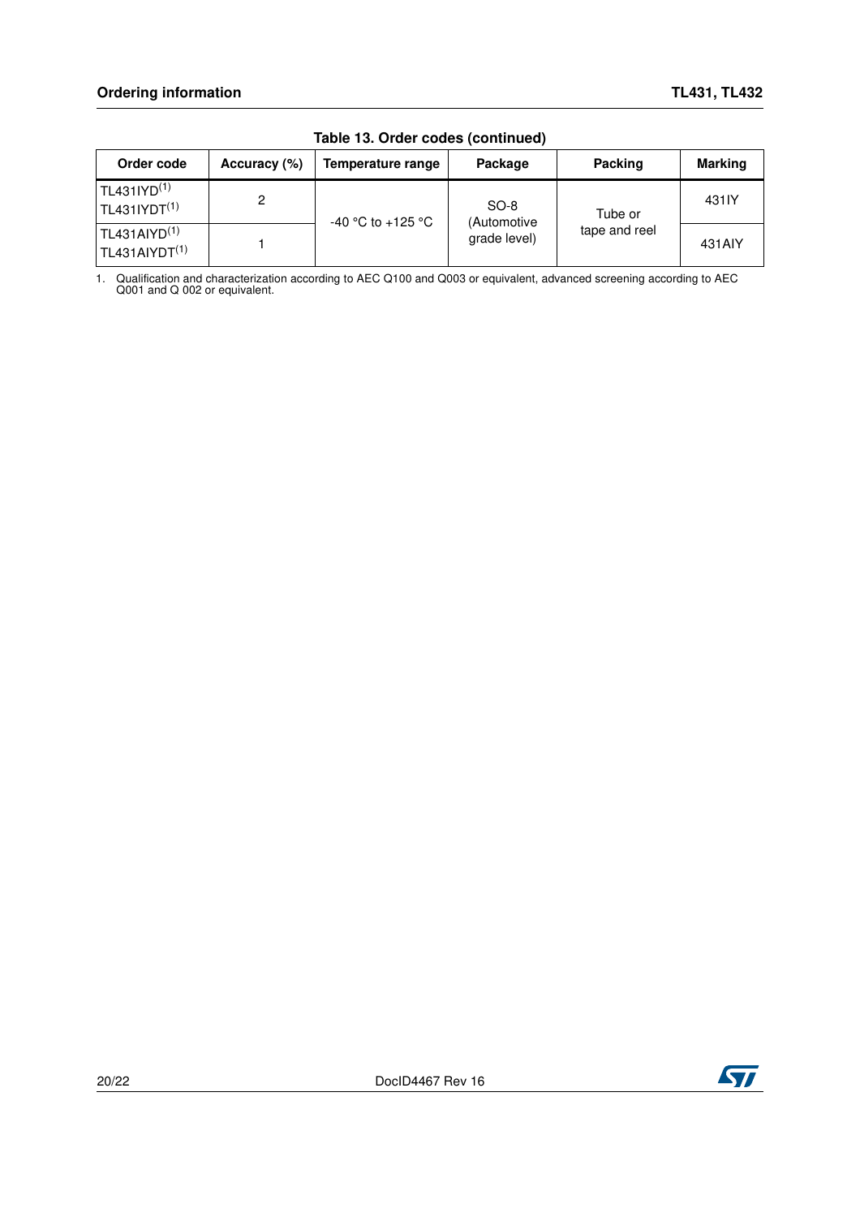**Table 13. Order codes (continued)**

| Order code | Accuracy (%) | Temperature range | Package | Packing | Marking |
|---|---|---|---|---|---|
| TL431IYD[(1)] TL431IYDT[(1)] | 2 | -40 °C to +125 °C | SO-8 (Automotive grade level) | Tube or tape and reel | 431IY |
| TL431AIYD[(1)] TL431AIYDT[(1)] | 1 | | | | 431AIY |

1. Qualification and characterization according to AEC Q100 and Q003 or equivalent, advanced screening according to AEC Q001 and Q 002 or equivalent.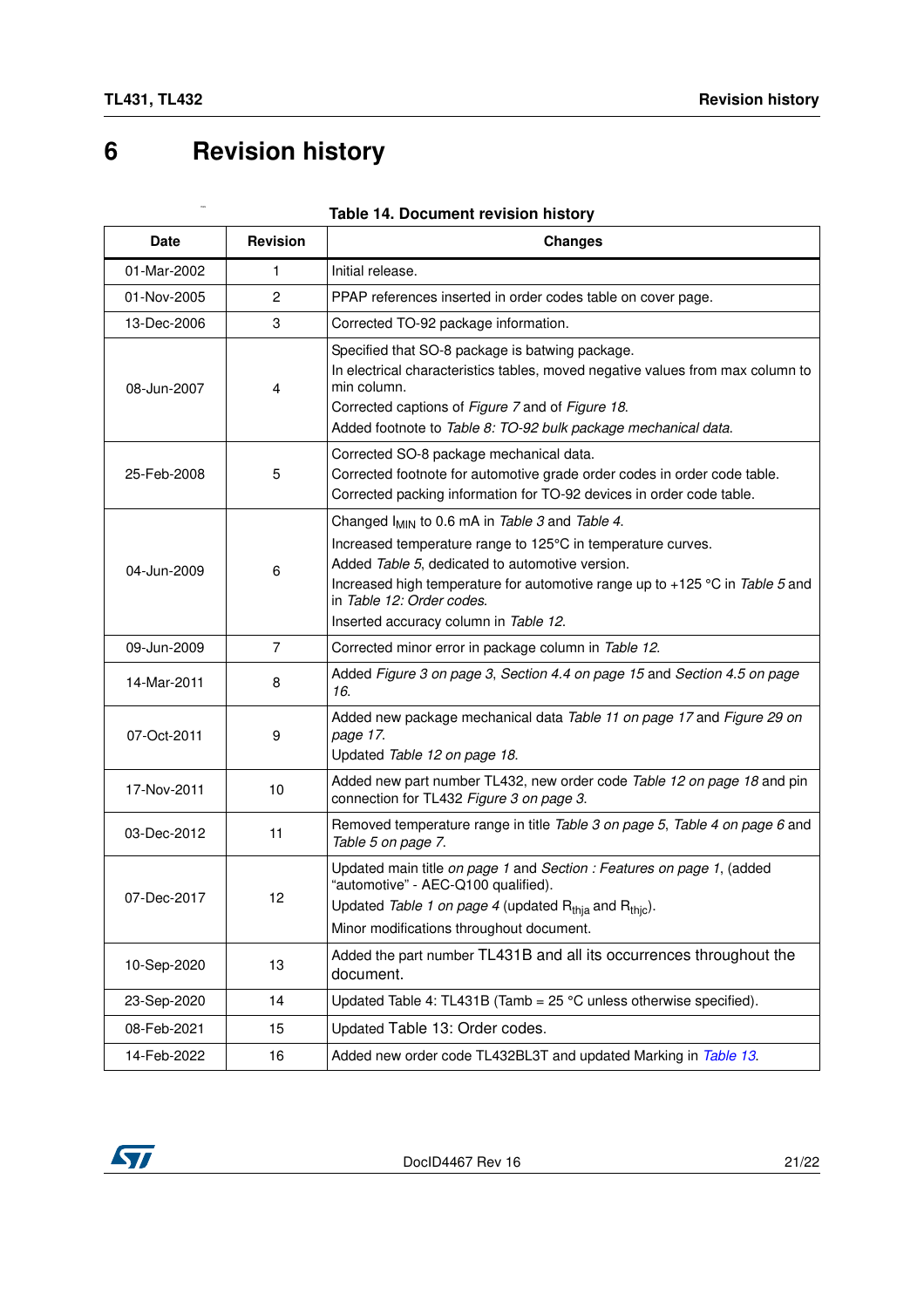# 6 Revision history

**Table 14. Document revision history**

| Date | Revision | Changes |
|---|---|---|
| 01-Mar-2002 | 1 | Initial release. |
| 01-Nov-2005 | 2 | PPAP references inserted in order codes table on cover page. |
| 13-Dec-2006 | 3 | Corrected TO-92 package information. |
| 08-Jun-2007 | 4 | Specified that SO-8 package is batwing package.<br>In electrical characteristics tables, moved negative values from max column to min column.<br>Corrected captions of *Figure 7* and of *Figure 18*.<br>Added footnote to *Table 8: TO-92 bulk package mechanical data*. |
| 25-Feb-2008 | 5 | Corrected SO-8 package mechanical data.<br>Corrected footnote for automotive grade order codes in order code table.<br>Corrected packing information for TO-92 devices in order code table. |
| 04-Jun-2009 | 6 | Changed $I_{MIN}$ to 0.6 mA in *Table 3* and *Table 4*.<br>Increased temperature range to 125°C in temperature curves.<br>Added *Table 5*, dedicated to automotive version.<br>Increased high temperature for automotive range up to +125 °C in *Table 5* and in *Table 12: Order codes*.<br>Inserted accuracy column in *Table 12*. |
| 09-Jun-2009 | 7 | Corrected minor error in package column in *Table 12*. |
| 14-Mar-2011 | 8 | Added *Figure 3 on page 3*, *Section 4.4 on page 15* and *Section 4.5 on page 16*. |
| 07-Oct-2011 | 9 | Added new package mechanical data *Table 11 on page 17* and *Figure 29 on page 17*.<br>Updated *Table 12 on page 18*. |
| 17-Nov-2011 | 10 | Added new part number TL432, new order code *Table 12 on page 18* and pin connection for TL432 *Figure 3 on page 3*. |
| 03-Dec-2012 | 11 | Removed temperature range in title *Table 3 on page 5*, *Table 4 on page 6* and *Table 5 on page 7*. |
| 07-Dec-2017 | 12 | Updated main title *on page 1* and *Section : Features on page 1*, (added "automotive" - AEC-Q100 qualified).<br>Updated *Table 1 on page 4* (updated $R_{thja}$ and $R_{thjc}$).<br>Minor modifications throughout document. |
| 10-Sep-2020 | 13 | Added the part number TL431B and all its occurrences throughout the document. |
| 23-Sep-2020 | 14 | Updated Table 4: TL431B (Tamb = 25 °C unless otherwise specified). |
| 08-Feb-2021 | 15 | Updated Table 13: Order codes. |
| 14-Feb-2022 | 16 | Added new order code TL432BL3T and updated Marking in *Table 13*. |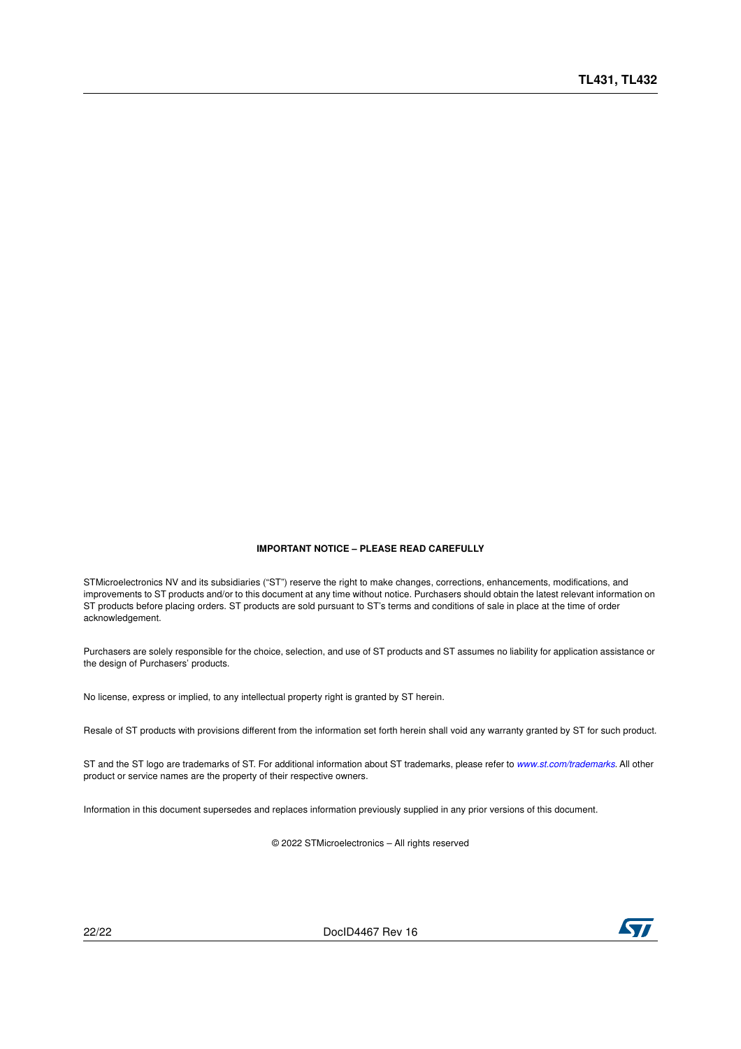**IMPORTANT NOTICE – PLEASE READ CAREFULLY**

STMicroelectronics NV and its subsidiaries ("ST") reserve the right to make changes, corrections, enhancements, modifications, and improvements to ST products and/or to this document at any time without notice. Purchasers should obtain the latest relevant information on ST products before placing orders. ST products are sold pursuant to ST's terms and conditions of sale in place at the time of order acknowledgement.

Purchasers are solely responsible for the choice, selection, and use of ST products and ST assumes no liability for application assistance or the design of Purchasers' products.

No license, express or implied, to any intellectual property right is granted by ST herein.

Resale of ST products with provisions different from the information set forth herein shall void any warranty granted by ST for such product.

ST and the ST logo are trademarks of ST. For additional information about ST trademarks, please refer to *www.st.com/trademarks*. All other product or service names are the property of their respective owners.

Information in this document supersedes and replaces information previously supplied in any prior versions of this document.

© 2022 STMicroelectronics – All rights reserved